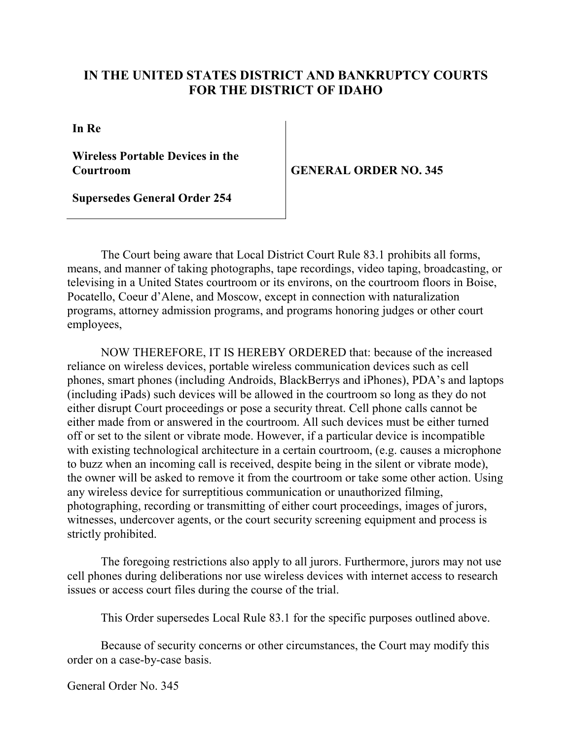# IN THE UNITED STATES DISTRICT AND BANKRUPTCY COURTS FOR THE DISTRICT OF IDAHO

| | |
|---|---|
| **In Re**<br><br>**Wireless Portable Devices in the Courtroom**<br><br>**Supersedes General Order 254** | **GENERAL ORDER NO. 345** |

The Court being aware that Local District Court Rule 83.1 prohibits all forms, means, and manner of taking photographs, tape recordings, video taping, broadcasting, or televising in a United States courtroom or its environs, on the courtroom floors in Boise, Pocatello, Coeur d'Alene, and Moscow, except in connection with naturalization programs, attorney admission programs, and programs honoring judges or other court employees,

NOW THEREFORE, IT IS HEREBY ORDERED that: because of the increased reliance on wireless devices, portable wireless communication devices such as cell phones, smart phones (including Androids, BlackBerrys and iPhones), PDA's and laptops (including iPads) such devices will be allowed in the courtroom so long as they do not either disrupt Court proceedings or pose a security threat. Cell phone calls cannot be either made from or answered in the courtroom. All such devices must be either turned off or set to the silent or vibrate mode. However, if a particular device is incompatible with existing technological architecture in a certain courtroom, (e.g. causes a microphone to buzz when an incoming call is received, despite being in the silent or vibrate mode), the owner will be asked to remove it from the courtroom or take some other action. Using any wireless device for surreptitious communication or unauthorized filming, photographing, recording or transmitting of either court proceedings, images of jurors, witnesses, undercover agents, or the court security screening equipment and process is strictly prohibited.

The foregoing restrictions also apply to all jurors. Furthermore, jurors may not use cell phones during deliberations nor use wireless devices with internet access to research issues or access court files during the course of the trial.

This Order supersedes Local Rule 83.1 for the specific purposes outlined above.

Because of security concerns or other circumstances, the Court may modify this order on a case-by-case basis.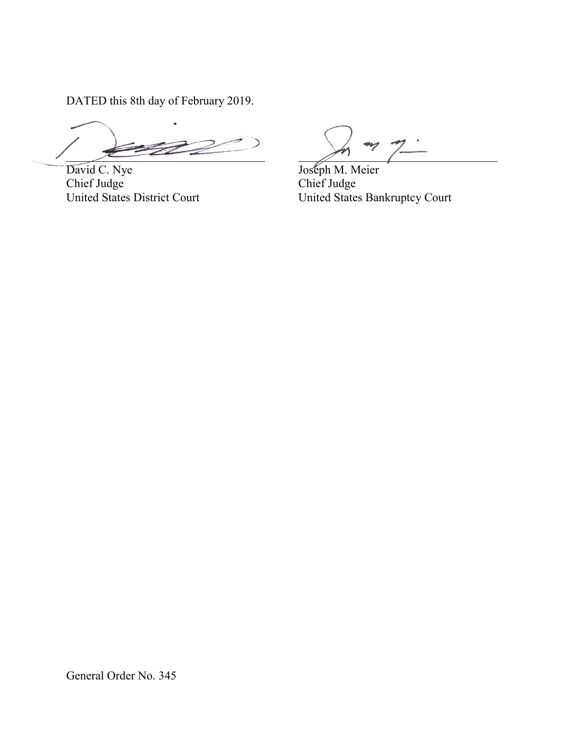DATED this 8th day of February 2019.

| | |
|---|---|
| David C. Nye | Joseph M. Meier |
| Chief Judge | Chief Judge |
| United States District Court | United States Bankruptcy Court |

General Order No. 345